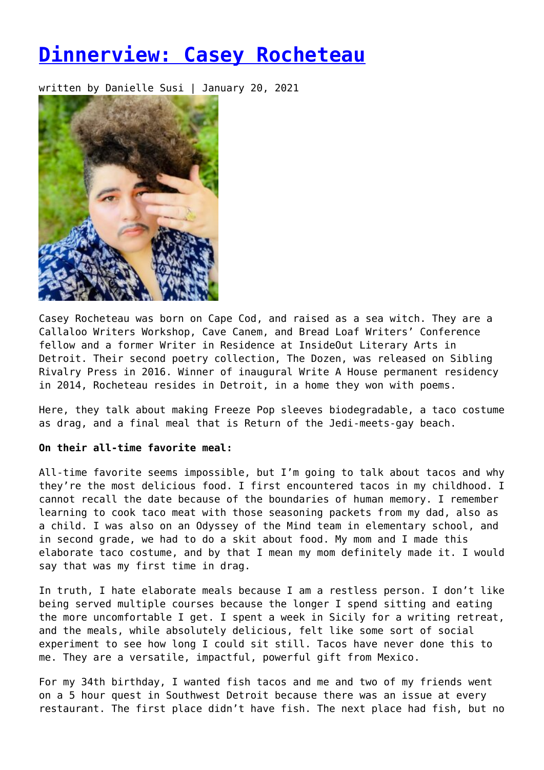# Dinnerview: Casey Rocheteau

written by Danielle Susi | January 20, 2021

Casey Rocheteau was born on Cape Cod, and raised as a sea witch. They are a Callaloo Writers Workshop, Cave Canem, and Bread Loaf Writers' Conference fellow and a former Writer in Residence at InsideOut Literary Arts in Detroit. Their second poetry collection, The Dozen, was released on Sibling Rivalry Press in 2016. Winner of inaugural Write A House permanent residency in 2014, Rocheteau resides in Detroit, in a home they won with poems.

Here, they talk about making Freeze Pop sleeves biodegradable, a taco costume as drag, and a final meal that is Return of the Jedi-meets-gay beach.

**On their all-time favorite meal:**

All-time favorite seems impossible, but I'm going to talk about tacos and why they're the most delicious food. I first encountered tacos in my childhood. I cannot recall the date because of the boundaries of human memory. I remember learning to cook taco meat with those seasoning packets from my dad, also as a child. I was also on an Odyssey of the Mind team in elementary school, and in second grade, we had to do a skit about food. My mom and I made this elaborate taco costume, and by that I mean my mom definitely made it. I would say that was my first time in drag.

In truth, I hate elaborate meals because I am a restless person. I don't like being served multiple courses because the longer I spend sitting and eating the more uncomfortable I get. I spent a week in Sicily for a writing retreat, and the meals, while absolutely delicious, felt like some sort of social experiment to see how long I could sit still. Tacos have never done this to me. They are a versatile, impactful, powerful gift from Mexico.

For my 34th birthday, I wanted fish tacos and me and two of my friends went on a 5 hour quest in Southwest Detroit because there was an issue at every restaurant. The first place didn't have fish. The next place had fish, but no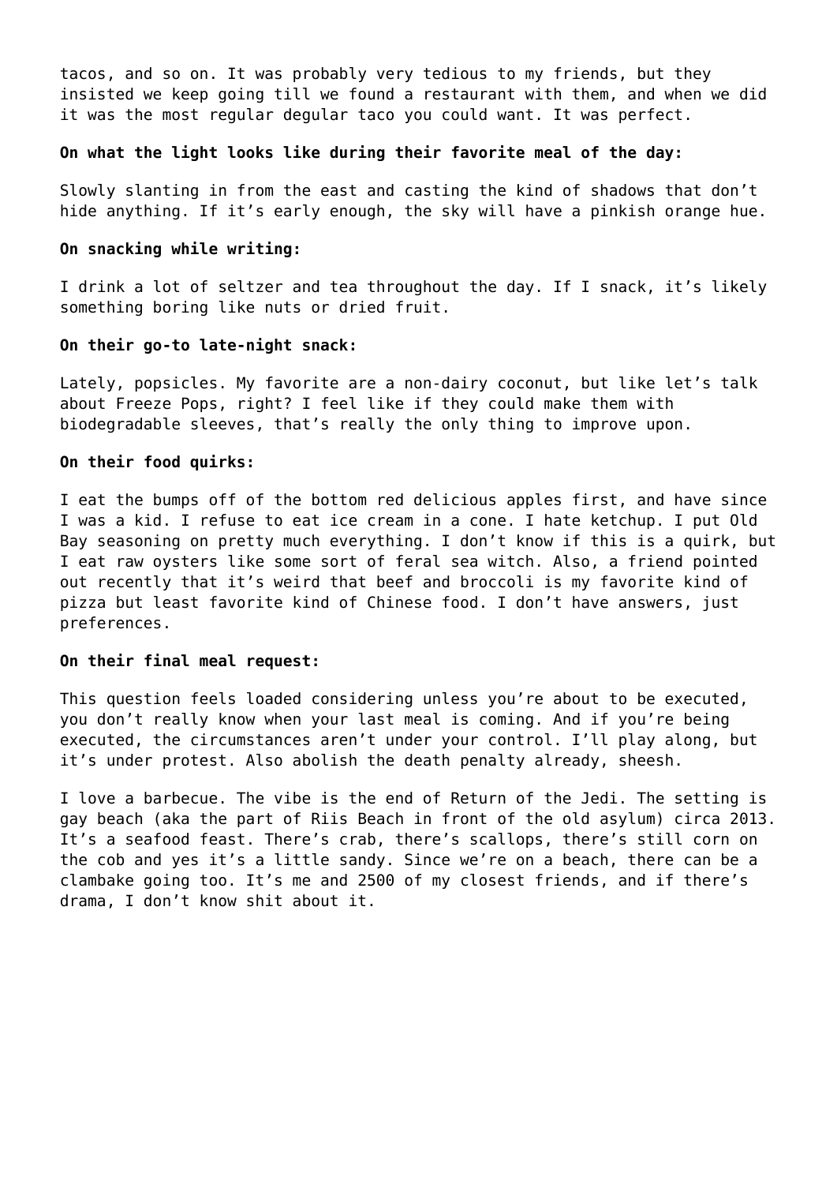tacos, and so on. It was probably very tedious to my friends, but they insisted we keep going till we found a restaurant with them, and when we did it was the most regular degular taco you could want. It was perfect.

**On what the light looks like during their favorite meal of the day:**

Slowly slanting in from the east and casting the kind of shadows that don't hide anything. If it's early enough, the sky will have a pinkish orange hue.

**On snacking while writing:**

I drink a lot of seltzer and tea throughout the day. If I snack, it's likely something boring like nuts or dried fruit.

**On their go-to late-night snack:**

Lately, popsicles. My favorite are a non-dairy coconut, but like let's talk about Freeze Pops, right? I feel like if they could make them with biodegradable sleeves, that's really the only thing to improve upon.

**On their food quirks:**

I eat the bumps off of the bottom red delicious apples first, and have since I was a kid. I refuse to eat ice cream in a cone. I hate ketchup. I put Old Bay seasoning on pretty much everything. I don't know if this is a quirk, but I eat raw oysters like some sort of feral sea witch. Also, a friend pointed out recently that it's weird that beef and broccoli is my favorite kind of pizza but least favorite kind of Chinese food. I don't have answers, just preferences.

**On their final meal request:**

This question feels loaded considering unless you're about to be executed, you don't really know when your last meal is coming. And if you're being executed, the circumstances aren't under your control. I'll play along, but it's under protest. Also abolish the death penalty already, sheesh.

I love a barbecue. The vibe is the end of Return of the Jedi. The setting is gay beach (aka the part of Riis Beach in front of the old asylum) circa 2013. It's a seafood feast. There's crab, there's scallops, there's still corn on the cob and yes it's a little sandy. Since we're on a beach, there can be a clambake going too. It's me and 2500 of my closest friends, and if there's drama, I don't know shit about it.